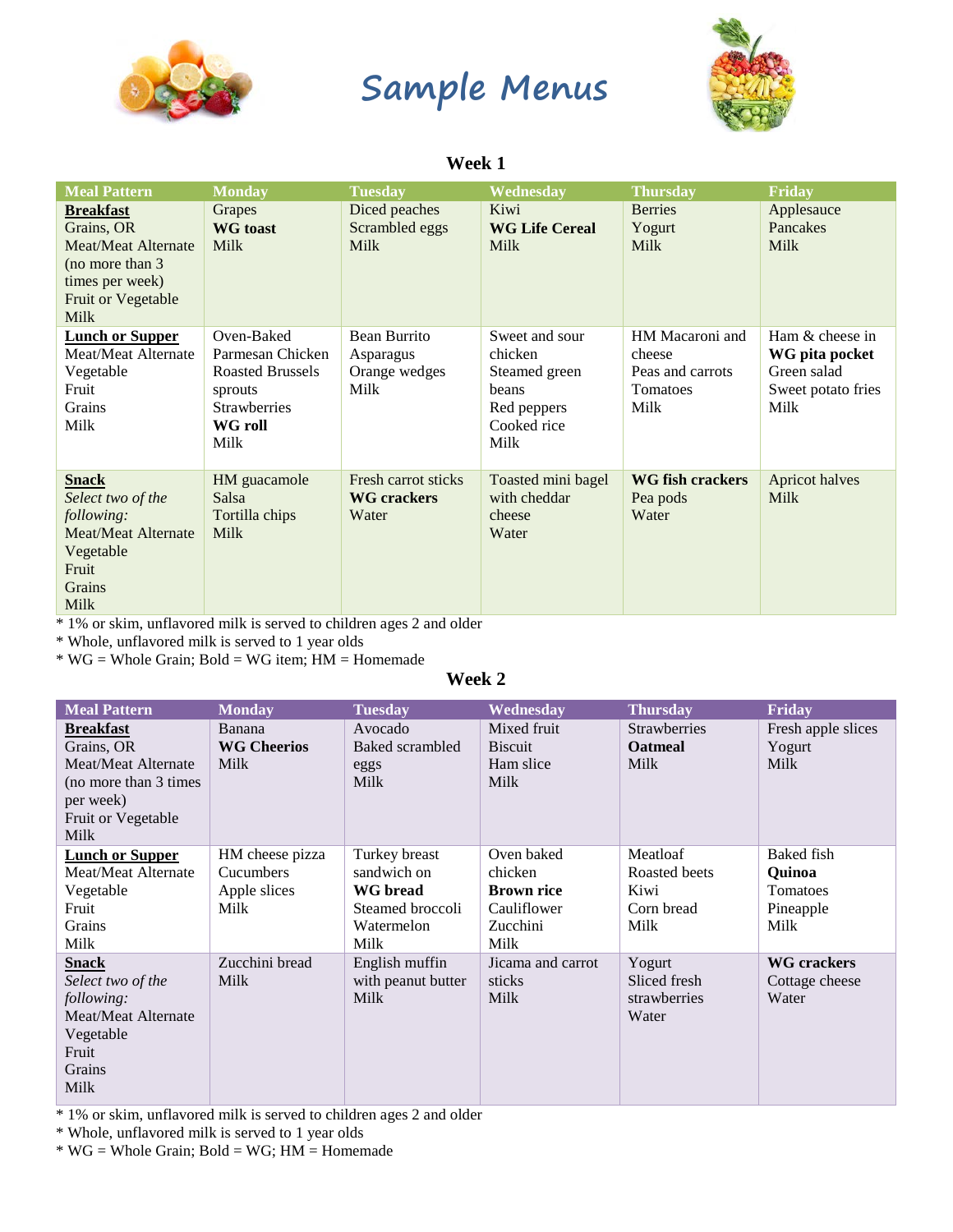# Sample Menus

## Week 1

| Meal Pattern | Monday | Tuesday | Wednesday | Thursday | Friday |
|---|---|---|---|---|---|
| **Breakfast**<br>Grains, OR<br>Meat/Meat Alternate (no more than 3 times per week)<br>Fruit or Vegetable<br>Milk | Grapes<br>**WG toast**<br>Milk | Diced peaches<br>Scrambled eggs<br>Milk | Kiwi<br>**WG Life Cereal**<br>Milk | Berries<br>Yogurt<br>Milk | Applesauce<br>Pancakes<br>Milk |
| **Lunch or Supper**<br>Meat/Meat Alternate<br>Vegetable<br>Fruit<br>Grains<br>Milk | Oven-Baked Parmesan Chicken<br>Roasted Brussels sprouts<br>Strawberries<br>**WG roll**<br>Milk | Bean Burrito<br>Asparagus<br>Orange wedges<br>Milk | Sweet and sour chicken<br>Steamed green beans<br>Red peppers<br>Cooked rice<br>Milk | HM Macaroni and cheese<br>Peas and carrots<br>Tomatoes<br>Milk | Ham & cheese in **WG pita pocket**<br>Green salad<br>Sweet potato fries<br>Milk |
| **Snack**<br>*Select two of the following:*<br>Meat/Meat Alternate<br>Vegetable<br>Fruit<br>Grains<br>Milk | HM guacamole<br>Salsa<br>Tortilla chips<br>Milk | Fresh carrot sticks<br>**WG crackers**<br>Water | Toasted mini bagel with cheddar cheese<br>Water | **WG fish crackers**<br>Pea pods<br>Water | Apricot halves<br>Milk |

* 1% or skim, unflavored milk is served to children ages 2 and older
* Whole, unflavored milk is served to 1 year olds
* WG = Whole Grain; Bold = WG item; HM = Homemade

## Week 2

| Meal Pattern | Monday | Tuesday | Wednesday | Thursday | Friday |
|---|---|---|---|---|---|
| **Breakfast**<br>Grains, OR<br>Meat/Meat Alternate (no more than 3 times per week)<br>Fruit or Vegetable<br>Milk | Banana<br>**WG Cheerios**<br>Milk | Avocado<br>Baked scrambled eggs<br>Milk | Mixed fruit<br>Biscuit<br>Ham slice<br>Milk | Strawberries<br>**Oatmeal**<br>Milk | Fresh apple slices<br>Yogurt<br>Milk |
| **Lunch or Supper**<br>Meat/Meat Alternate<br>Vegetable<br>Fruit<br>Grains<br>Milk | HM cheese pizza<br>Cucumbers<br>Apple slices<br>Milk | Turkey breast sandwich on **WG bread**<br>Steamed broccoli<br>Watermelon<br>Milk | Oven baked chicken<br>**Brown rice**<br>Cauliflower<br>Zucchini<br>Milk | Meatloaf<br>Roasted beets<br>Kiwi<br>Corn bread<br>Milk | Baked fish<br>**Quinoa**<br>Tomatoes<br>Pineapple<br>Milk |
| **Snack**<br>*Select two of the following:*<br>Meat/Meat Alternate<br>Vegetable<br>Fruit<br>Grains<br>Milk | Zucchini bread<br>Milk | English muffin with peanut butter<br>Milk | Jicama and carrot sticks<br>Milk | Yogurt<br>Sliced fresh strawberries<br>Water | **WG crackers**<br>Cottage cheese<br>Water |

* 1% or skim, unflavored milk is served to children ages 2 and older
* Whole, unflavored milk is served to 1 year olds
* WG = Whole Grain; Bold = WG; HM = Homemade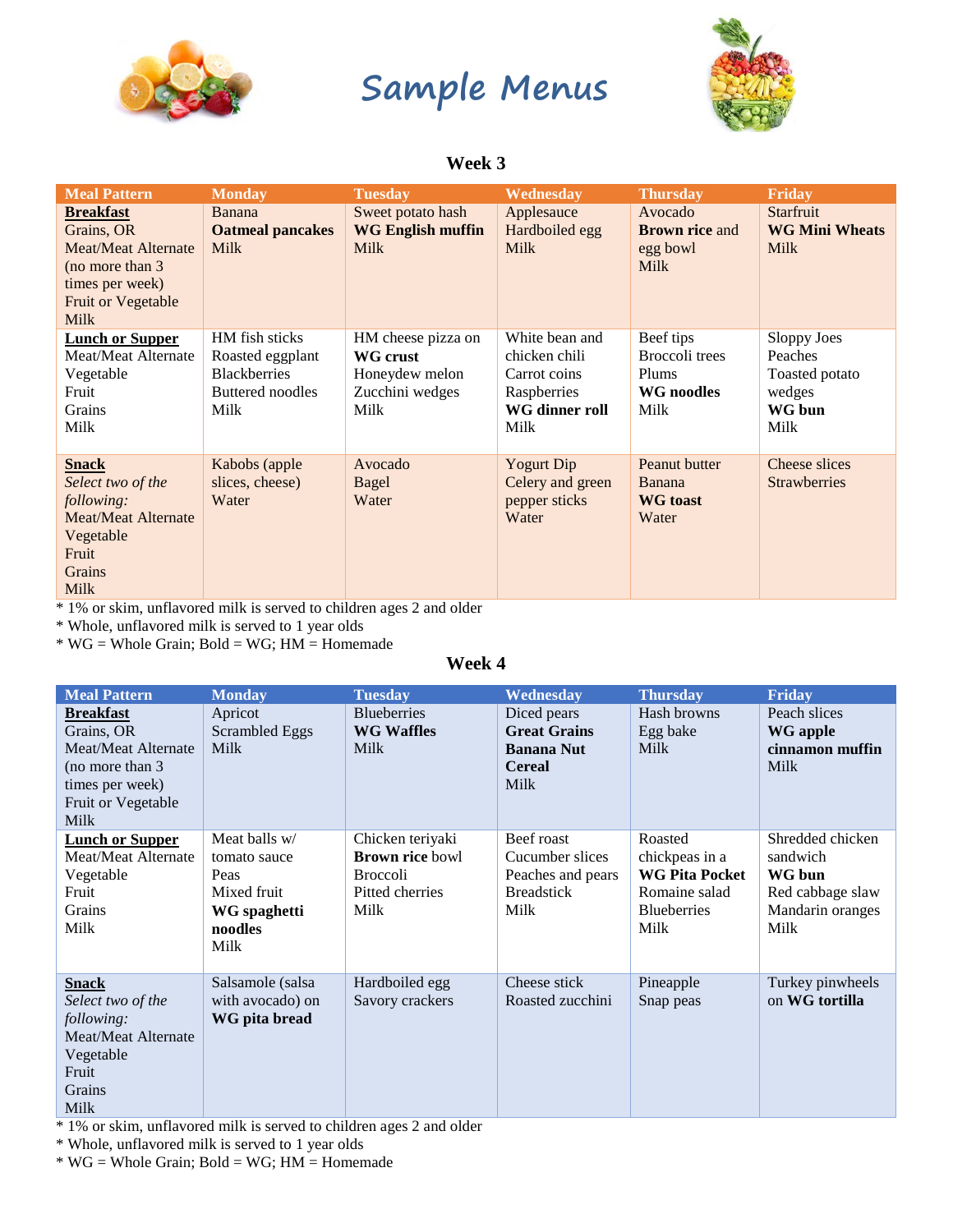# Sample Menus

## Week 3

| Meal Pattern | Monday | Tuesday | Wednesday | Thursday | Friday |
|---|---|---|---|---|---|
| **Breakfast**<br>Grains, OR<br>Meat/Meat Alternate (no more than 3 times per week)<br>Fruit or Vegetable<br>Milk | Banana<br>**Oatmeal pancakes**<br>Milk | Sweet potato hash<br>**WG English muffin**<br>Milk | Applesauce<br>Hardboiled egg<br>Milk | Avocado<br>**Brown rice** and egg bowl<br>Milk | Starfruit<br>**WG Mini Wheats**<br>Milk |
| **Lunch or Supper**<br>Meat/Meat Alternate<br>Vegetable<br>Fruit<br>Grains<br>Milk | HM fish sticks<br>Roasted eggplant<br>Blackberries<br>Buttered noodles<br>Milk | HM cheese pizza on **WG crust**<br>Honeydew melon<br>Zucchini wedges<br>Milk | White bean and chicken chili<br>Carrot coins<br>Raspberries<br>**WG dinner roll**<br>Milk | Beef tips<br>Broccoli trees<br>Plums<br>**WG noodles**<br>Milk | Sloppy Joes<br>Peaches<br>Toasted potato wedges<br>**WG bun**<br>Milk |
| **Snack**<br>*Select two of the following:*<br>Meat/Meat Alternate<br>Vegetable<br>Fruit<br>Grains<br>Milk | Kabobs (apple slices, cheese)<br>Water | Avocado<br>Bagel<br>Water | Yogurt Dip<br>Celery and green pepper sticks<br>Water | Peanut butter<br>Banana<br>**WG toast**<br>Water | Cheese slices<br>Strawberries |

* 1% or skim, unflavored milk is served to children ages 2 and older
* Whole, unflavored milk is served to 1 year olds
* WG = Whole Grain; Bold = WG; HM = Homemade

## Week 4

| Meal Pattern | Monday | Tuesday | Wednesday | Thursday | Friday |
|---|---|---|---|---|---|
| **Breakfast**<br>Grains, OR<br>Meat/Meat Alternate (no more than 3 times per week)<br>Fruit or Vegetable<br>Milk | Apricot<br>Scrambled Eggs<br>Milk | Blueberries<br>**WG Waffles**<br>Milk | Diced pears<br>**Great Grains Banana Nut Cereal**<br>Milk | Hash browns<br>Egg bake<br>Milk | Peach slices<br>**WG apple cinnamon muffin**<br>Milk |
| **Lunch or Supper**<br>Meat/Meat Alternate<br>Vegetable<br>Fruit<br>Grains<br>Milk | Meat balls w/ tomato sauce<br>Peas<br>Mixed fruit<br>**WG spaghetti noodles**<br>Milk | Chicken teriyaki **Brown rice** bowl<br>Broccoli<br>Pitted cherries<br>Milk | Beef roast<br>Cucumber slices<br>Peaches and pears<br>Breadstick<br>Milk | Roasted chickpeas in a **WG Pita Pocket**<br>Romaine salad<br>Blueberries<br>Milk | Shredded chicken sandwich<br>**WG bun**<br>Red cabbage slaw<br>Mandarin oranges<br>Milk |
| **Snack**<br>*Select two of the following:*<br>Meat/Meat Alternate<br>Vegetable<br>Fruit<br>Grains<br>Milk | Salsamole (salsa with avocado) on **WG pita bread** | Hardboiled egg<br>Savory crackers | Cheese stick<br>Roasted zucchini | Pineapple<br>Snap peas | Turkey pinwheels on **WG tortilla** |

* 1% or skim, unflavored milk is served to children ages 2 and older
* Whole, unflavored milk is served to 1 year olds
* WG = Whole Grain; Bold = WG; HM = Homemade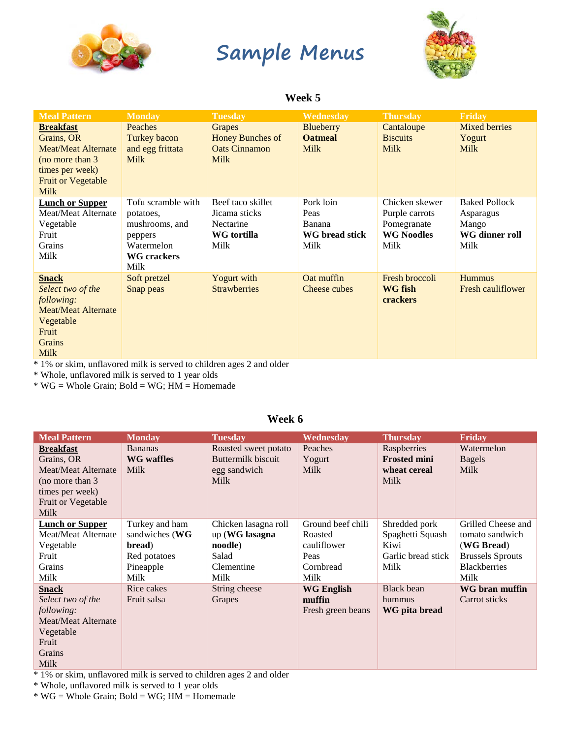# Sample Menus

## Week 5

| Meal Pattern | Monday | Tuesday | Wednesday | Thursday | Friday |
|---|---|---|---|---|---|
| **Breakfast**<br>Grains, OR<br>Meat/Meat Alternate (no more than 3 times per week)<br>Fruit or Vegetable<br>Milk | Peaches<br>Turkey bacon and egg frittata<br>Milk | Grapes<br>Honey Bunches of Oats Cinnamon<br>Milk | Blueberry<br>**Oatmeal**<br>Milk | Cantaloupe<br>Biscuits<br>Milk | Mixed berries<br>Yogurt<br>Milk |
| **Lunch or Supper**<br>Meat/Meat Alternate<br>Vegetable<br>Fruit<br>Grains<br>Milk | Tofu scramble with potatoes, mushrooms, and peppers<br>Watermelon<br>**WG crackers**<br>Milk | Beef taco skillet<br>Jicama sticks<br>Nectarine<br>**WG tortilla**<br>Milk | Pork loin<br>Peas<br>Banana<br>**WG bread stick**<br>Milk | Chicken skewer<br>Purple carrots<br>Pomegranate<br>**WG Noodles**<br>Milk | Baked Pollock<br>Asparagus<br>Mango<br>**WG dinner roll**<br>Milk |
| **Snack**<br>*Select two of the following:*<br>Meat/Meat Alternate<br>Vegetable<br>Fruit<br>Grains<br>Milk | Soft pretzel<br>Snap peas | Yogurt with Strawberries | Oat muffin<br>Cheese cubes | Fresh broccoli<br>**WG fish crackers** | Hummus<br>Fresh cauliflower |

* 1% or skim, unflavored milk is served to children ages 2 and older
* Whole, unflavored milk is served to 1 year olds
* WG = Whole Grain; Bold = WG; HM = Homemade

## Week 6

| Meal Pattern | Monday | Tuesday | Wednesday | Thursday | Friday |
|---|---|---|---|---|---|
| **Breakfast**<br>Grains, OR<br>Meat/Meat Alternate (no more than 3 times per week)<br>Fruit or Vegetable<br>Milk | Bananas<br>**WG waffles**<br>Milk | Roasted sweet potato<br>Buttermilk biscuit egg sandwich<br>Milk | Peaches<br>Yogurt<br>Milk | Raspberries<br>**Frosted mini wheat cereal**<br>Milk | Watermelon<br>Bagels<br>Milk |
| **Lunch or Supper**<br>Meat/Meat Alternate<br>Vegetable<br>Fruit<br>Grains<br>Milk | Turkey and ham sandwiches (**WG bread**)<br>Red potatoes<br>Pineapple<br>Milk | Chicken lasagna roll up (**WG lasagna noodle**)<br>Salad<br>Clementine<br>Milk | Ground beef chili<br>Roasted cauliflower<br>Peas<br>Cornbread<br>Milk | Shredded pork<br>Spaghetti Squash<br>Kiwi<br>Garlic bread stick<br>Milk | Grilled Cheese and tomato sandwich (**WG Bread**)<br>Brussels Sprouts<br>Blackberries<br>Milk |
| **Snack**<br>*Select two of the following:*<br>Meat/Meat Alternate<br>Vegetable<br>Fruit<br>Grains<br>Milk | Rice cakes<br>Fruit salsa | String cheese<br>Grapes | **WG English muffin**<br>Fresh green beans | Black bean hummus<br>**WG pita bread** | **WG bran muffin**<br>Carrot sticks |

* 1% or skim, unflavored milk is served to children ages 2 and older
* Whole, unflavored milk is served to 1 year olds
* WG = Whole Grain; Bold = WG; HM = Homemade